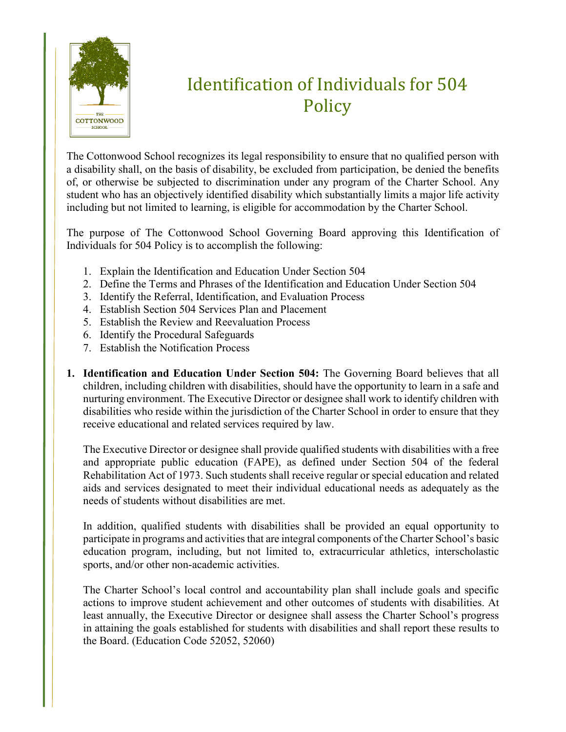# Identification of Individuals for 504 Policy

The Cottonwood School recognizes its legal responsibility to ensure that no qualified person with a disability shall, on the basis of disability, be excluded from participation, be denied the benefits of, or otherwise be subjected to discrimination under any program of the Charter School. Any student who has an objectively identified disability which substantially limits a major life activity including but not limited to learning, is eligible for accommodation by the Charter School.

The purpose of The Cottonwood School Governing Board approving this Identification of Individuals for 504 Policy is to accomplish the following:

1. Explain the Identification and Education Under Section 504
2. Define the Terms and Phrases of the Identification and Education Under Section 504
3. Identify the Referral, Identification, and Evaluation Process
4. Establish Section 504 Services Plan and Placement
5. Establish the Review and Reevaluation Process
6. Identify the Procedural Safeguards
7. Establish the Notification Process

1. **Identification and Education Under Section 504:** The Governing Board believes that all children, including children with disabilities, should have the opportunity to learn in a safe and nurturing environment. The Executive Director or designee shall work to identify children with disabilities who reside within the jurisdiction of the Charter School in order to ensure that they receive educational and related services required by law.

   The Executive Director or designee shall provide qualified students with disabilities with a free and appropriate public education (FAPE), as defined under Section 504 of the federal Rehabilitation Act of 1973. Such students shall receive regular or special education and related aids and services designated to meet their individual educational needs as adequately as the needs of students without disabilities are met.

   In addition, qualified students with disabilities shall be provided an equal opportunity to participate in programs and activities that are integral components of the Charter School's basic education program, including, but not limited to, extracurricular athletics, interscholastic sports, and/or other non-academic activities.

   The Charter School's local control and accountability plan shall include goals and specific actions to improve student achievement and other outcomes of students with disabilities. At least annually, the Executive Director or designee shall assess the Charter School's progress in attaining the goals established for students with disabilities and shall report these results to the Board. (Education Code 52052, 52060)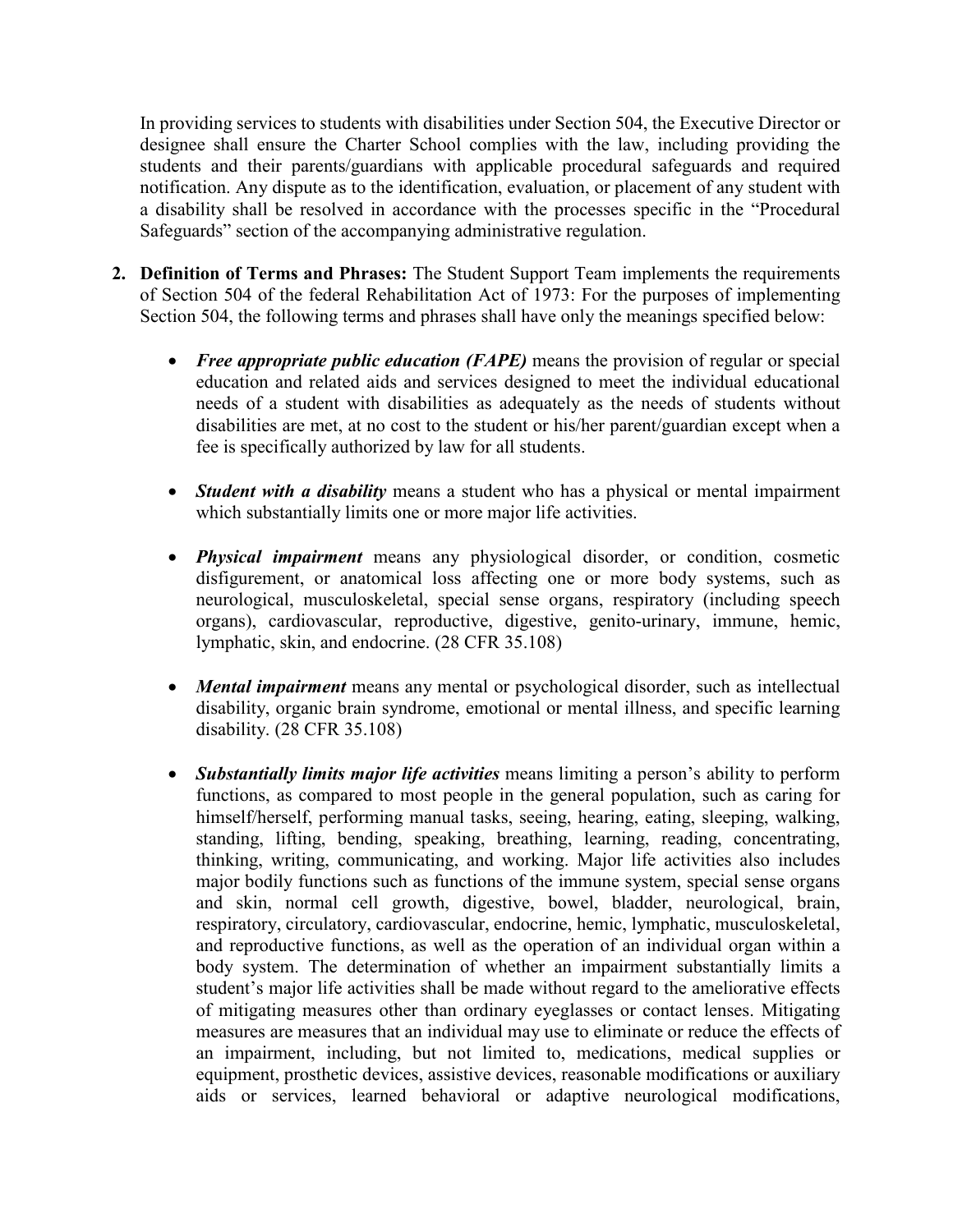In providing services to students with disabilities under Section 504, the Executive Director or designee shall ensure the Charter School complies with the law, including providing the students and their parents/guardians with applicable procedural safeguards and required notification. Any dispute as to the identification, evaluation, or placement of any student with a disability shall be resolved in accordance with the processes specific in the "Procedural Safeguards" section of the accompanying administrative regulation.

2. **Definition of Terms and Phrases:** The Student Support Team implements the requirements of Section 504 of the federal Rehabilitation Act of 1973: For the purposes of implementing Section 504, the following terms and phrases shall have only the meanings specified below:

   - ***Free appropriate public education (FAPE)*** means the provision of regular or special education and related aids and services designed to meet the individual educational needs of a student with disabilities as adequately as the needs of students without disabilities are met, at no cost to the student or his/her parent/guardian except when a fee is specifically authorized by law for all students.

   - ***Student with a disability*** means a student who has a physical or mental impairment which substantially limits one or more major life activities.

   - ***Physical impairment*** means any physiological disorder, or condition, cosmetic disfigurement, or anatomical loss affecting one or more body systems, such as neurological, musculoskeletal, special sense organs, respiratory (including speech organs), cardiovascular, reproductive, digestive, genito-urinary, immune, hemic, lymphatic, skin, and endocrine. (28 CFR 35.108)

   - ***Mental impairment*** means any mental or psychological disorder, such as intellectual disability, organic brain syndrome, emotional or mental illness, and specific learning disability. (28 CFR 35.108)

   - ***Substantially limits major life activities*** means limiting a person's ability to perform functions, as compared to most people in the general population, such as caring for himself/herself, performing manual tasks, seeing, hearing, eating, sleeping, walking, standing, lifting, bending, speaking, breathing, learning, reading, concentrating, thinking, writing, communicating, and working. Major life activities also includes major bodily functions such as functions of the immune system, special sense organs and skin, normal cell growth, digestive, bowel, bladder, neurological, brain, respiratory, circulatory, cardiovascular, endocrine, hemic, lymphatic, musculoskeletal, and reproductive functions, as well as the operation of an individual organ within a body system. The determination of whether an impairment substantially limits a student's major life activities shall be made without regard to the ameliorative effects of mitigating measures other than ordinary eyeglasses or contact lenses. Mitigating measures are measures that an individual may use to eliminate or reduce the effects of an impairment, including, but not limited to, medications, medical supplies or equipment, prosthetic devices, assistive devices, reasonable modifications or auxiliary aids or services, learned behavioral or adaptive neurological modifications,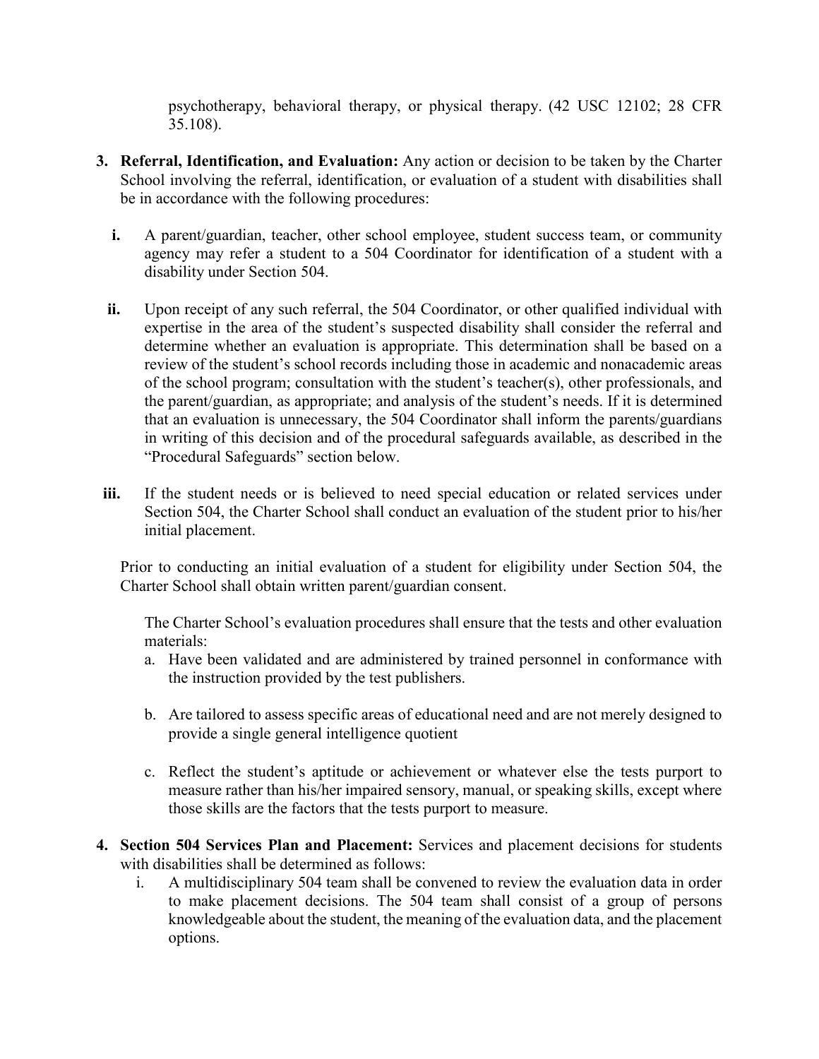psychotherapy, behavioral therapy, or physical therapy. (42 USC 12102; 28 CFR 35.108).

3. **Referral, Identification, and Evaluation:** Any action or decision to be taken by the Charter School involving the referral, identification, or evaluation of a student with disabilities shall be in accordance with the following procedures:

   **i.** A parent/guardian, teacher, other school employee, student success team, or community agency may refer a student to a 504 Coordinator for identification of a student with a disability under Section 504.

   **ii.** Upon receipt of any such referral, the 504 Coordinator, or other qualified individual with expertise in the area of the student's suspected disability shall consider the referral and determine whether an evaluation is appropriate. This determination shall be based on a review of the student's school records including those in academic and nonacademic areas of the school program; consultation with the student's teacher(s), other professionals, and the parent/guardian, as appropriate; and analysis of the student's needs. If it is determined that an evaluation is unnecessary, the 504 Coordinator shall inform the parents/guardians in writing of this decision and of the procedural safeguards available, as described in the "Procedural Safeguards" section below.

   **iii.** If the student needs or is believed to need special education or related services under Section 504, the Charter School shall conduct an evaluation of the student prior to his/her initial placement.

   Prior to conducting an initial evaluation of a student for eligibility under Section 504, the Charter School shall obtain written parent/guardian consent.

   The Charter School's evaluation procedures shall ensure that the tests and other evaluation materials:

   a. Have been validated and are administered by trained personnel in conformance with the instruction provided by the test publishers.

   b. Are tailored to assess specific areas of educational need and are not merely designed to provide a single general intelligence quotient

   c. Reflect the student's aptitude or achievement or whatever else the tests purport to measure rather than his/her impaired sensory, manual, or speaking skills, except where those skills are the factors that the tests purport to measure.

4. **Section 504 Services Plan and Placement:** Services and placement decisions for students with disabilities shall be determined as follows:

   i. A multidisciplinary 504 team shall be convened to review the evaluation data in order to make placement decisions. The 504 team shall consist of a group of persons knowledgeable about the student, the meaning of the evaluation data, and the placement options.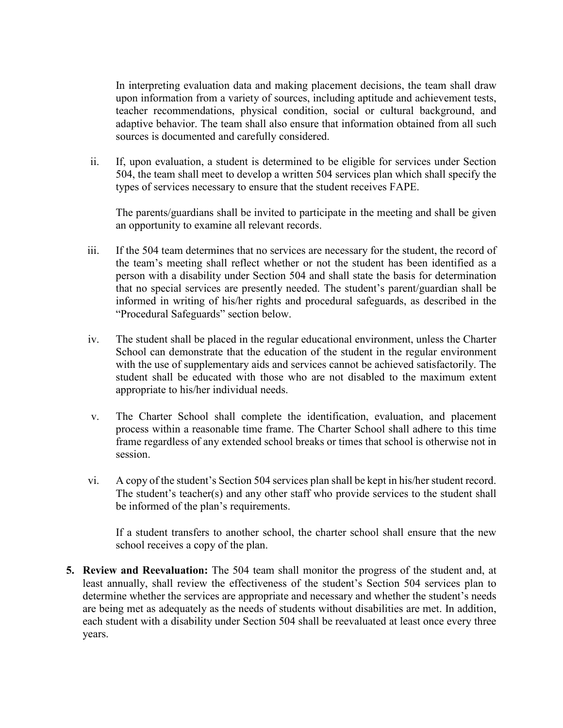In interpreting evaluation data and making placement decisions, the team shall draw upon information from a variety of sources, including aptitude and achievement tests, teacher recommendations, physical condition, social or cultural background, and adaptive behavior. The team shall also ensure that information obtained from all such sources is documented and carefully considered.

ii. If, upon evaluation, a student is determined to be eligible for services under Section 504, the team shall meet to develop a written 504 services plan which shall specify the types of services necessary to ensure that the student receives FAPE.

 The parents/guardians shall be invited to participate in the meeting and shall be given an opportunity to examine all relevant records.

iii. If the 504 team determines that no services are necessary for the student, the record of the team's meeting shall reflect whether or not the student has been identified as a person with a disability under Section 504 and shall state the basis for determination that no special services are presently needed. The student's parent/guardian shall be informed in writing of his/her rights and procedural safeguards, as described in the "Procedural Safeguards" section below.

iv. The student shall be placed in the regular educational environment, unless the Charter School can demonstrate that the education of the student in the regular environment with the use of supplementary aids and services cannot be achieved satisfactorily. The student shall be educated with those who are not disabled to the maximum extent appropriate to his/her individual needs.

v. The Charter School shall complete the identification, evaluation, and placement process within a reasonable time frame. The Charter School shall adhere to this time frame regardless of any extended school breaks or times that school is otherwise not in session.

vi. A copy of the student's Section 504 services plan shall be kept in his/her student record. The student's teacher(s) and any other staff who provide services to the student shall be informed of the plan's requirements.

 If a student transfers to another school, the charter school shall ensure that the new school receives a copy of the plan.

5. **Review and Reevaluation:** The 504 team shall monitor the progress of the student and, at least annually, shall review the effectiveness of the student's Section 504 services plan to determine whether the services are appropriate and necessary and whether the student's needs are being met as adequately as the needs of students without disabilities are met. In addition, each student with a disability under Section 504 shall be reevaluated at least once every three years.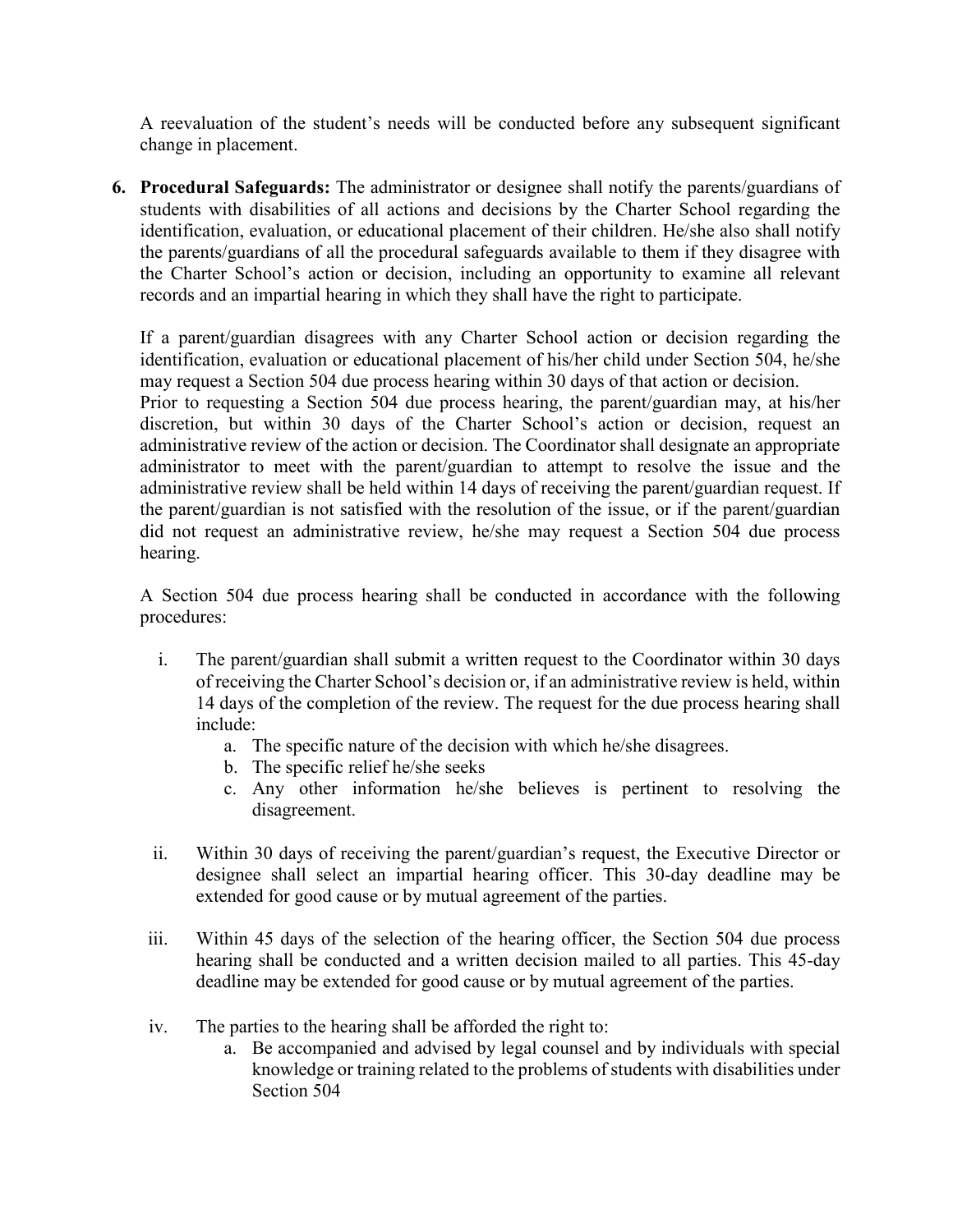A reevaluation of the student's needs will be conducted before any subsequent significant change in placement.

6. **Procedural Safeguards:** The administrator or designee shall notify the parents/guardians of students with disabilities of all actions and decisions by the Charter School regarding the identification, evaluation, or educational placement of their children. He/she also shall notify the parents/guardians of all the procedural safeguards available to them if they disagree with the Charter School's action or decision, including an opportunity to examine all relevant records and an impartial hearing in which they shall have the right to participate.

   If a parent/guardian disagrees with any Charter School action or decision regarding the identification, evaluation or educational placement of his/her child under Section 504, he/she may request a Section 504 due process hearing within 30 days of that action or decision. Prior to requesting a Section 504 due process hearing, the parent/guardian may, at his/her discretion, but within 30 days of the Charter School's action or decision, request an administrative review of the action or decision. The Coordinator shall designate an appropriate administrator to meet with the parent/guardian to attempt to resolve the issue and the administrative review shall be held within 14 days of receiving the parent/guardian request. If the parent/guardian is not satisfied with the resolution of the issue, or if the parent/guardian did not request an administrative review, he/she may request a Section 504 due process hearing.

   A Section 504 due process hearing shall be conducted in accordance with the following procedures:

   i. The parent/guardian shall submit a written request to the Coordinator within 30 days of receiving the Charter School's decision or, if an administrative review is held, within 14 days of the completion of the review. The request for the due process hearing shall include:
      a. The specific nature of the decision with which he/she disagrees.
      b. The specific relief he/she seeks
      c. Any other information he/she believes is pertinent to resolving the disagreement.

   ii. Within 30 days of receiving the parent/guardian's request, the Executive Director or designee shall select an impartial hearing officer. This 30-day deadline may be extended for good cause or by mutual agreement of the parties.

   iii. Within 45 days of the selection of the hearing officer, the Section 504 due process hearing shall be conducted and a written decision mailed to all parties. This 45-day deadline may be extended for good cause or by mutual agreement of the parties.

   iv. The parties to the hearing shall be afforded the right to:
      a. Be accompanied and advised by legal counsel and by individuals with special knowledge or training related to the problems of students with disabilities under Section 504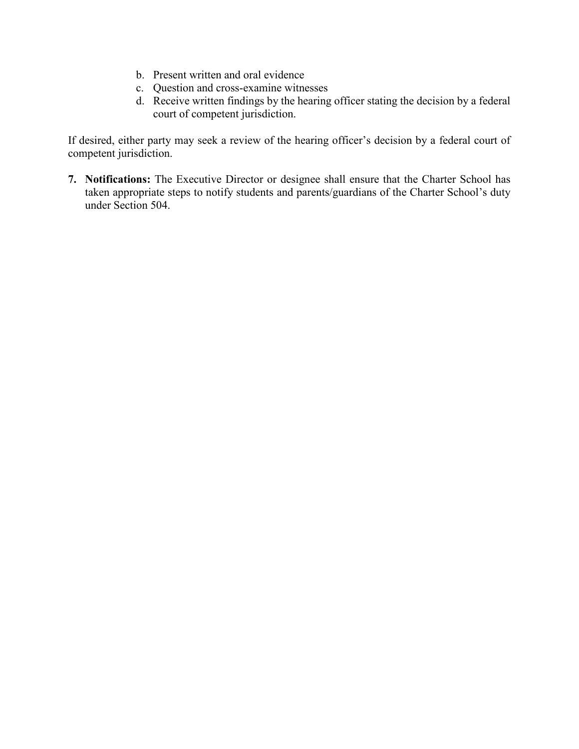b. Present written and oral evidence
   c. Question and cross-examine witnesses
   d. Receive written findings by the hearing officer stating the decision by a federal court of competent jurisdiction.

If desired, either party may seek a review of the hearing officer's decision by a federal court of competent jurisdiction.

7. **Notifications:** The Executive Director or designee shall ensure that the Charter School has taken appropriate steps to notify students and parents/guardians of the Charter School's duty under Section 504.